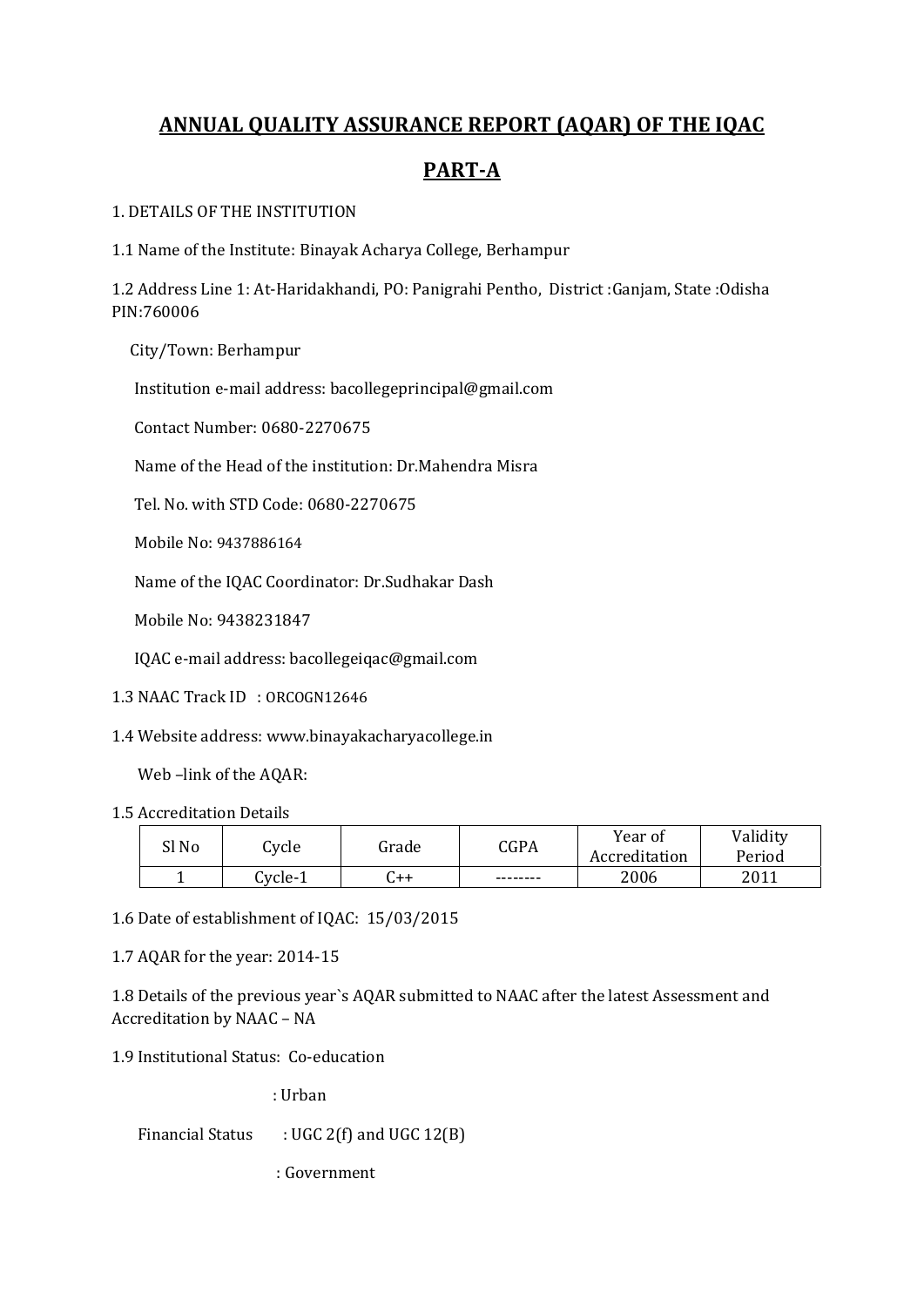# ANNUAL QUALITY ASSURANCE REPORT (AQAR) OF THE IQAC

## PART-A

1. DETAILS OF THE INSTITUTION

1.1 Name of the Institute: Binayak Acharya College, Berhampur

1.2 Address Line 1: At-Haridakhandi, PO: Panigrahi Pentho, District :Ganjam, State :Odisha PIN:760006

City/Town: Berhampur

Institution e-mail address: bacollegeprincipal@gmail.com

Contact Number: 0680-2270675

Name of the Head of the institution: Dr.Mahendra Misra

Tel. No. with STD Code: 0680-2270675

Mobile No: 9437886164

Name of the IQAC Coordinator: Dr.Sudhakar Dash

Mobile No: 9438231847

IQAC e-mail address: bacollegeiqac@gmail.com

1.3 NAAC Track ID : ORCOGN12646

1.4 Website address: www.binayakacharyacollege.in

Web –link of the AQAR:

1.5 Accreditation Details

| Sl No | Cycle | Grade | CGPA | Year of Accreditation | Validity Period |
|---|---|---|---|---|---|
| 1 | Cycle-1 | C++ | -------- | 2006 | 2011 |

1.6 Date of establishment of IQAC: 15/03/2015

1.7 AQAR for the year: 2014-15

1.8 Details of the previous year`s AQAR submitted to NAAC after the latest Assessment and Accreditation by NAAC – NA

1.9 Institutional Status: Co-education

: Urban

Financial Status : UGC 2(f) and UGC 12(B)

: Government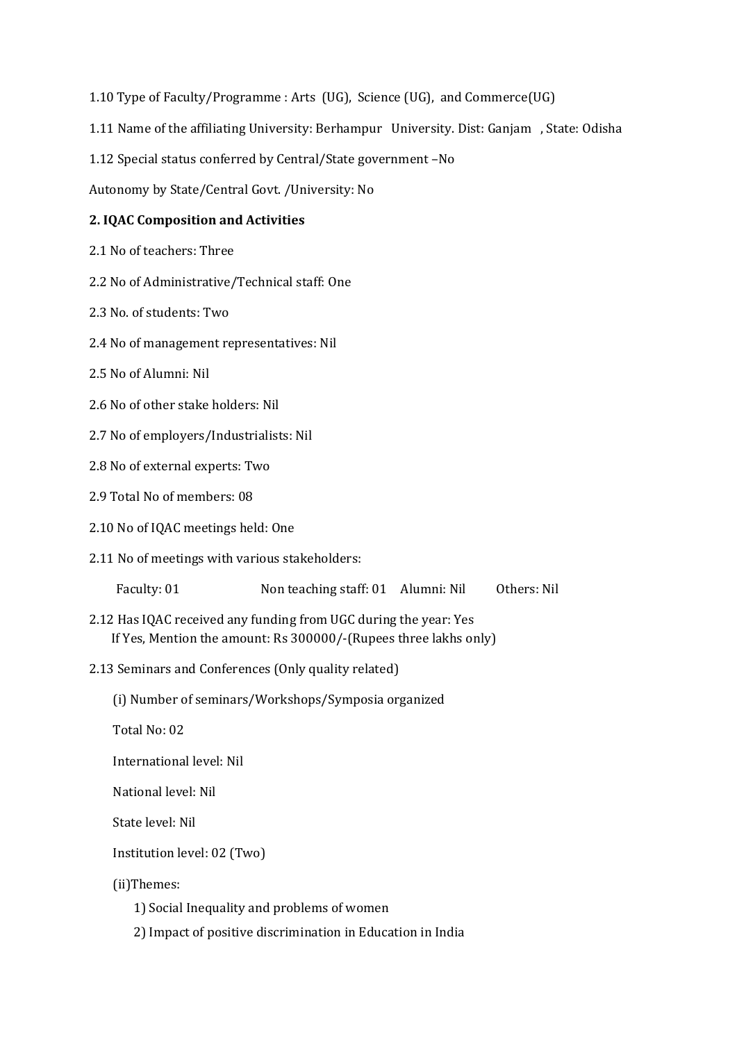1.10 Type of Faculty/Programme : Arts (UG), Science (UG), and Commerce(UG)

1.11 Name of the affiliating University: Berhampur University. Dist: Ganjam , State: Odisha

1.12 Special status conferred by Central/State government –No

Autonomy by State/Central Govt. /University: No

**2. IQAC Composition and Activities**

2.1 No of teachers: Three

2.2 No of Administrative/Technical staff: One

2.3 No. of students: Two

2.4 No of management representatives: Nil

2.5 No of Alumni: Nil

2.6 No of other stake holders: Nil

2.7 No of employers/Industrialists: Nil

2.8 No of external experts: Two

2.9 Total No of members: 08

2.10 No of IQAC meetings held: One

2.11 No of meetings with various stakeholders:

Faculty: 01     Non teaching staff: 01     Alumni: Nil     Others: Nil

2.12 Has IQAC received any funding from UGC during the year: Yes
If Yes, Mention the amount: Rs 300000/-(Rupees three lakhs only)

2.13 Seminars and Conferences (Only quality related)

(i) Number of seminars/Workshops/Symposia organized

Total No: 02

International level: Nil

National level: Nil

State level: Nil

Institution level: 02 (Two)

(ii)Themes:

1) Social Inequality and problems of women
2) Impact of positive discrimination in Education in India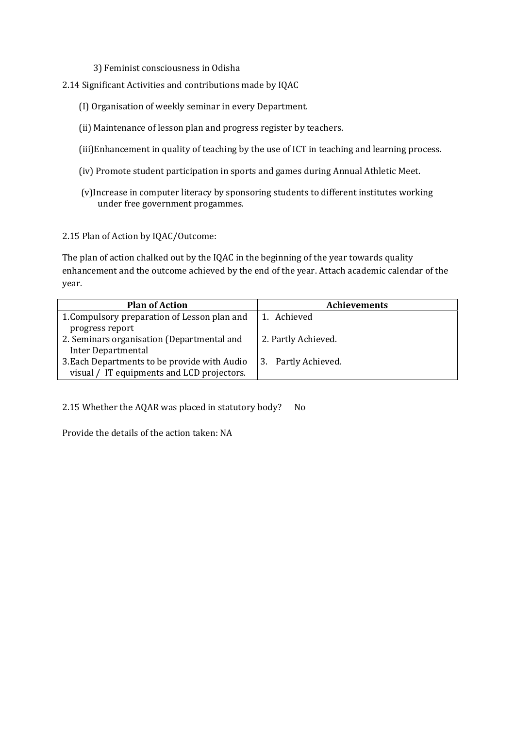3) Feminist consciousness in Odisha

2.14 Significant Activities and contributions made by IQAC

(I) Organisation of weekly seminar in every Department.

(ii) Maintenance of lesson plan and progress register by teachers.

(iii)Enhancement in quality of teaching by the use of ICT in teaching and learning process.

(iv) Promote student participation in sports and games during Annual Athletic Meet.

(v)Increase in computer literacy by sponsoring students to different institutes working under free government progammes.

2.15 Plan of Action by IQAC/Outcome:

The plan of action chalked out by the IQAC in the beginning of the year towards quality enhancement and the outcome achieved by the end of the year. Attach academic calendar of the year.

| Plan of Action | Achievements |
|---|---|
| 1.Compulsory preparation of Lesson plan and progress report | 1. Achieved |
| 2. Seminars organisation (Departmental and Inter Departmental | 2. Partly Achieved. |
| 3.Each Departments to be provide with Audio visual / IT equipments and LCD projectors. | 3. Partly Achieved. |

2.15 Whether the AQAR was placed in statutory body? No

Provide the details of the action taken: NA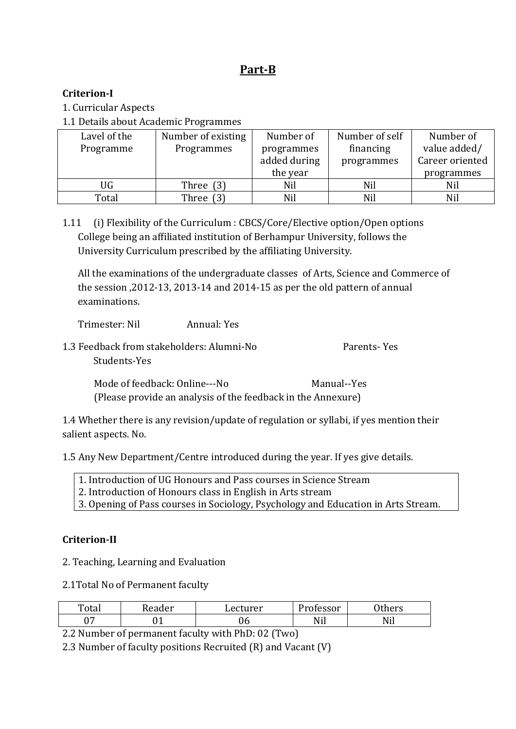## Part-B

**Criterion-I**

1. Curricular Aspects

1.1 Details about Academic Programmes

| Lavel of the Programme | Number of existing Programmes | Number of programmes added during the year | Number of self financing programmes | Number of value added/ Career oriented programmes |
|---|---|---|---|---|
| UG | Three (3) | Nil | Nil | Nil |
| Total | Three (3) | Nil | Nil | Nil |

1.11 (i) Flexibility of the Curriculum : CBCS/Core/Elective option/Open options
College being an affiliated institution of Berhampur University, follows the University Curriculum prescribed by the affiliating University.

All the examinations of the undergraduate classes of Arts, Science and Commerce of the session ,2012-13, 2013-14 and 2014-15 as per the old pattern of annual examinations.

Trimester: Nil Annual: Yes

1.3 Feedback from stakeholders: Alumni-No Parents- Yes
Students-Yes

Mode of feedback: Online---No Manual--Yes
(Please provide an analysis of the feedback in the Annexure)

1.4 Whether there is any revision/update of regulation or syllabi, if yes mention their salient aspects. No.

1.5 Any New Department/Centre introduced during the year. If yes give details.

1. Introduction of UG Honours and Pass courses in Science Stream
2. Introduction of Honours class in English in Arts stream
3. Opening of Pass courses in Sociology, Psychology and Education in Arts Stream.

**Criterion-II**

2. Teaching, Learning and Evaluation

2.1Total No of Permanent faculty

| Total | Reader | Lecturer | Professor | Others |
|---|---|---|---|---|
| 07 | 01 | 06 | Nil | Nil |

2.2 Number of permanent faculty with PhD: 02 (Two)

2.3 Number of faculty positions Recruited (R) and Vacant (V)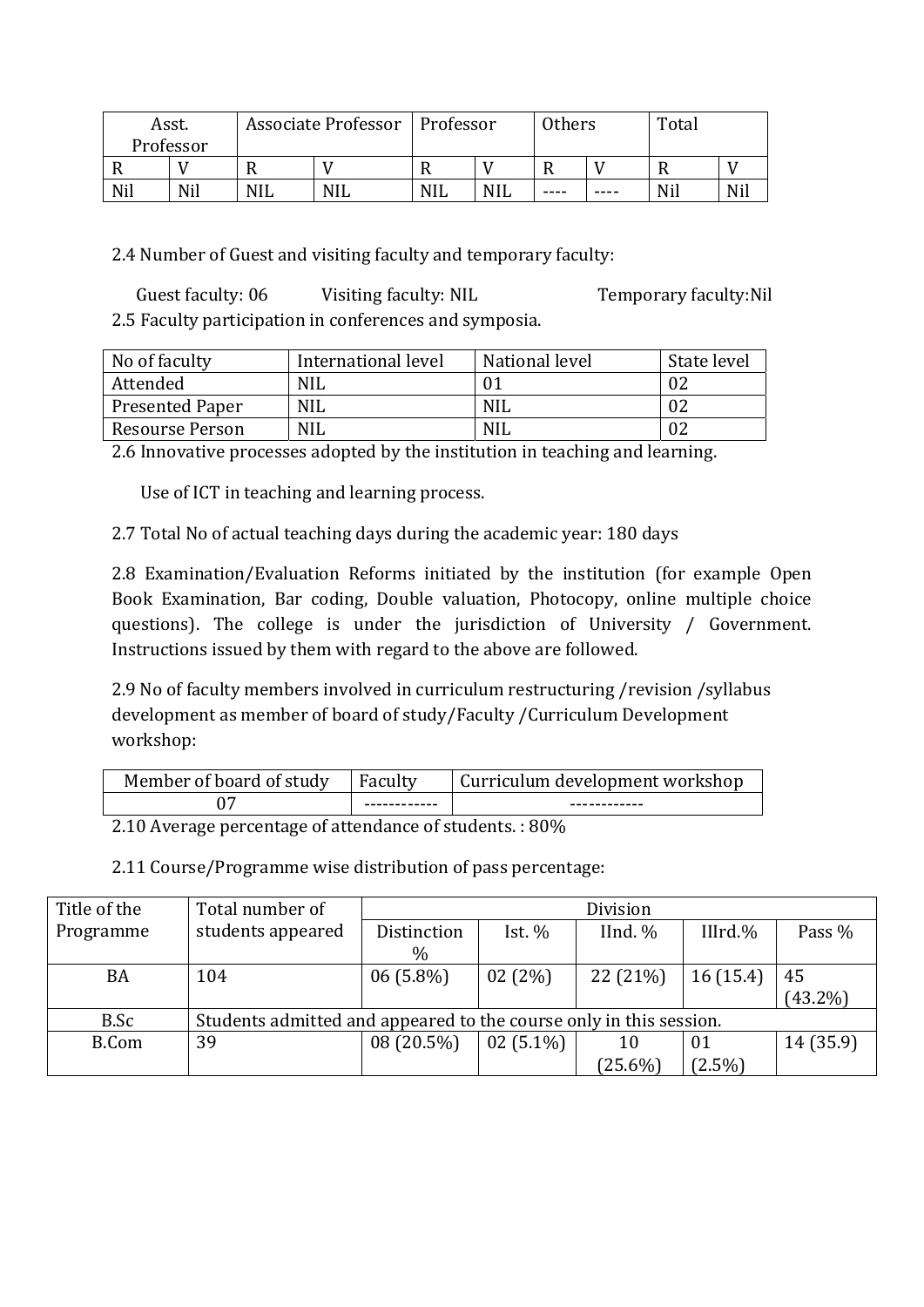| Asst. Professor | | Associate Professor | | Professor | | Others | | Total | |
|---|---|---|---|---|---|---|---|---|---|
| R | V | R | V | R | V | R | V | R | V |
| Nil | Nil | NIL | NIL | NIL | NIL | ---- | ---- | Nil | Nil |

2.4 Number of Guest and visiting faculty and temporary faculty:

Guest faculty: 06 Visiting faculty: NIL Temporary faculty:Nil

2.5 Faculty participation in conferences and symposia.

| No of faculty | International level | National level | State level |
|---|---|---|---|
| Attended | NIL | 01 | 02 |
| Presented Paper | NIL | NIL | 02 |
| Resourse Person | NIL | NIL | 02 |

2.6 Innovative processes adopted by the institution in teaching and learning.

Use of ICT in teaching and learning process.

2.7 Total No of actual teaching days during the academic year: 180 days

2.8 Examination/Evaluation Reforms initiated by the institution (for example Open Book Examination, Bar coding, Double valuation, Photocopy, online multiple choice questions). The college is under the jurisdiction of University / Government. Instructions issued by them with regard to the above are followed.

2.9 No of faculty members involved in curriculum restructuring /revision /syllabus development as member of board of study/Faculty /Curriculum Development workshop:

| Member of board of study | Faculty | Curriculum development workshop |
|---|---|---|
| 07 | ------------ | ------------ |

2.10 Average percentage of attendance of students. : 80%

2.11 Course/Programme wise distribution of pass percentage:

| Title of the Programme | Total number of students appeared | Division | | | | |
|---|---|---|---|---|---|---|
| | | Distinction % | Ist. % | IInd. % | IIIrd.% | Pass % |
| BA | 104 | 06 (5.8%) | 02 (2%) | 22 (21%) | 16 (15.4) | 45 (43.2%) |
| B.Sc | Students admitted and appeared to the course only in this session. | | | | | |
| B.Com | 39 | 08 (20.5%) | 02 (5.1%) | 10 (25.6%) | 01 (2.5%) | 14 (35.9) |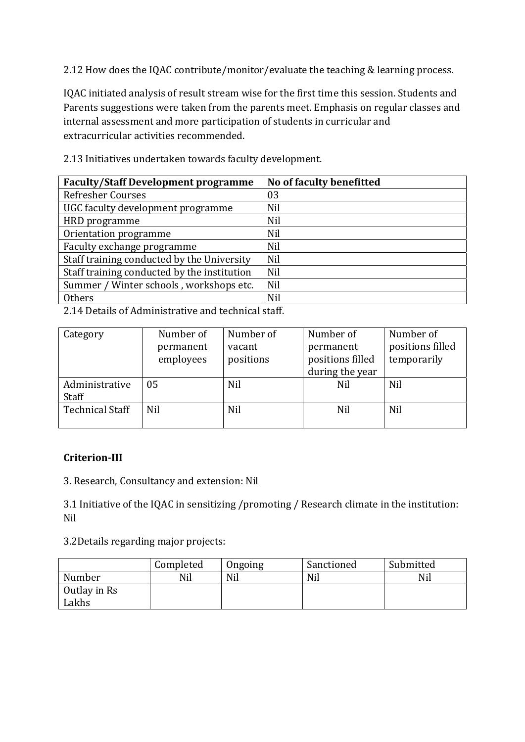2.12 How does the IQAC contribute/monitor/evaluate the teaching & learning process.

IQAC initiated analysis of result stream wise for the first time this session. Students and Parents suggestions were taken from the parents meet. Emphasis on regular classes and internal assessment and more participation of students in curricular and extracurricular activities recommended.

2.13 Initiatives undertaken towards faculty development.

| **Faculty/Staff Development programme** | **No of faculty benefitted** |
|---|---|
| Refresher Courses | 03 |
| UGC faculty development programme | Nil |
| HRD programme | Nil |
| Orientation programme | Nil |
| Faculty exchange programme | Nil |
| Staff training conducted by the University | Nil |
| Staff training conducted by the institution | Nil |
| Summer / Winter schools , workshops etc. | Nil |
| Others | Nil |

2.14 Details of Administrative and technical staff.

| Category | Number of permanent employees | Number of vacant positions | Number of permanent positions filled during the year | Number of positions filled temporarily |
|---|---|---|---|---|
| Administrative Staff | 05 | Nil | Nil | Nil |
| Technical Staff | Nil | Nil | Nil | Nil |

**Criterion-III**

3. Research, Consultancy and extension: Nil

3.1 Initiative of the IQAC in sensitizing /promoting / Research climate in the institution: Nil

3.2Details regarding major projects:

| | Completed | Ongoing | Sanctioned | Submitted |
|---|---|---|---|---|
| Number | Nil | Nil | Nil | Nil |
| Outlay in Rs Lakhs | | | | |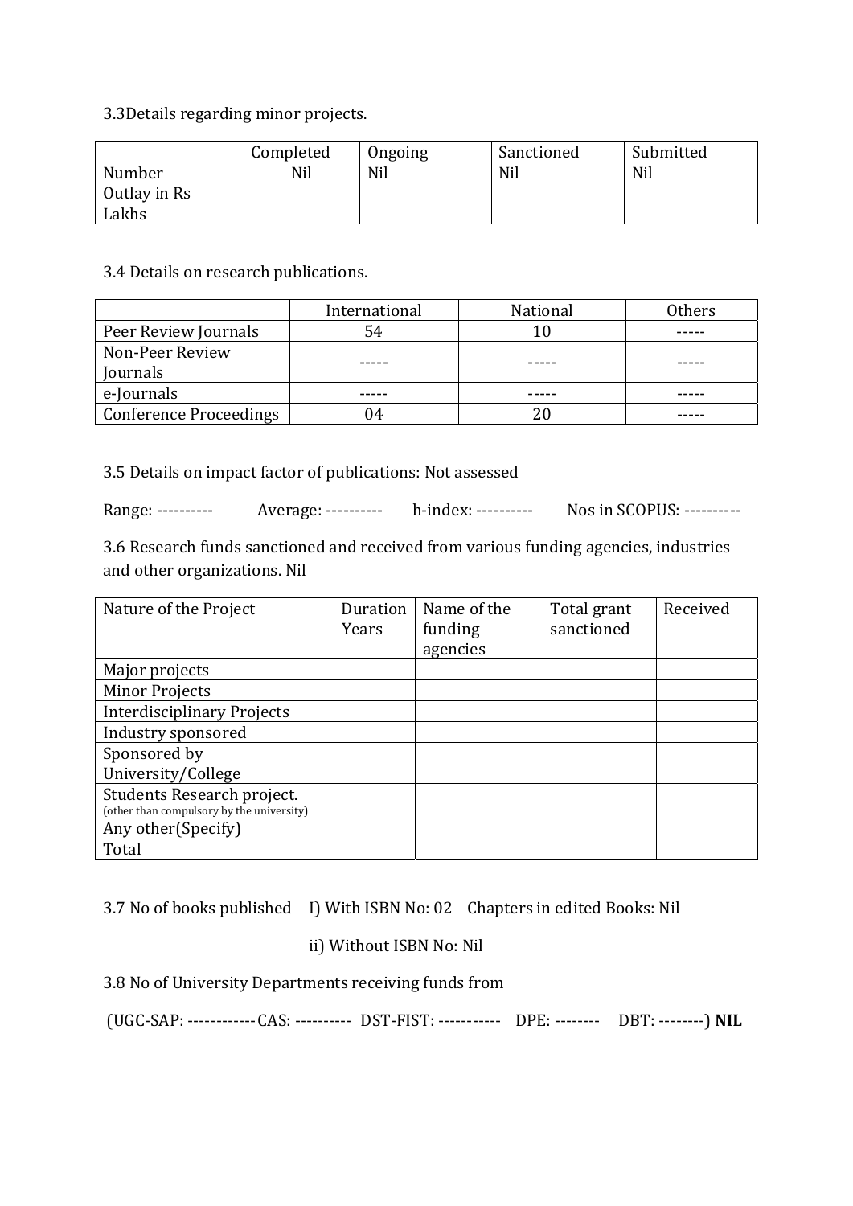3.3Details regarding minor projects.

| | Completed | Ongoing | Sanctioned | Submitted |
|---|---|---|---|---|
| Number | Nil | Nil | Nil | Nil |
| Outlay in Rs Lakhs | | | | |

3.4 Details on research publications.

| | International | National | Others |
|---|---|---|---|
| Peer Review Journals | 54 | 10 | ----- |
| Non-Peer Review Journals | ----- | ----- | ----- |
| e-Journals | ----- | ----- | ----- |
| Conference Proceedings | 04 | 20 | ----- |

3.5 Details on impact factor of publications: Not assessed

Range: ---------- Average: ---------- h-index: ---------- Nos in SCOPUS: ----------

3.6 Research funds sanctioned and received from various funding agencies, industries and other organizations. Nil

| Nature of the Project | Duration Years | Name of the funding agencies | Total grant sanctioned | Received |
|---|---|---|---|---|
| Major projects | | | | |
| Minor Projects | | | | |
| Interdisciplinary Projects | | | | |
| Industry sponsored | | | | |
| Sponsored by University/College | | | | |
| Students Research project. (other than compulsory by the university) | | | | |
| Any other(Specify) | | | | |
| Total | | | | |

3.7 No of books published I) With ISBN No: 02 Chapters in edited Books: Nil

ii) Without ISBN No: Nil

3.8 No of University Departments receiving funds from

(UGC-SAP: ------------ CAS: ---------- DST-FIST: ----------- DPE: -------- DBT: --------) **NIL**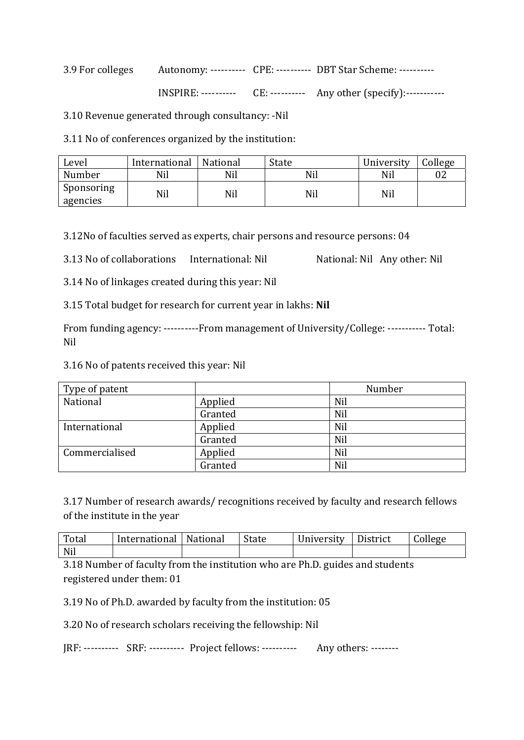3.9 For colleges Autonomy: ---------- CPE: ---------- DBT Star Scheme: ----------

INSPIRE: ---------- CE: ---------- Any other (specify):-----------

3.10 Revenue generated through consultancy: -Nil

3.11 No of conferences organized by the institution:

| Level | International | National | State | University | College |
|---|---|---|---|---|---|
| Number | Nil | Nil | Nil | Nil | 02 |
| Sponsoring agencies | Nil | Nil | Nil | Nil | |

3.12No of faculties served as experts, chair persons and resource persons: 04

3.13 No of collaborations International: Nil National: Nil Any other: Nil

3.14 No of linkages created during this year: Nil

3.15 Total budget for research for current year in lakhs: **Nil**

From funding agency: ----------From management of University/College: ----------- Total: Nil

3.16 No of patents received this year: Nil

| Type of patent | | Number |
|---|---|---|
| National | Applied | Nil |
| | Granted | Nil |
| International | Applied | Nil |
| | Granted | Nil |
| Commercialised | Applied | Nil |
| | Granted | Nil |

3.17 Number of research awards/ recognitions received by faculty and research fellows of the institute in the year

| Total | International | National | State | University | District | College |
|---|---|---|---|---|---|---|
| Nil | | | | | | |

3.18 Number of faculty from the institution who are Ph.D. guides and students registered under them: 01

3.19 No of Ph.D. awarded by faculty from the institution: 05

3.20 No of research scholars receiving the fellowship: Nil

JRF: ---------- SRF: ---------- Project fellows: ---------- Any others: --------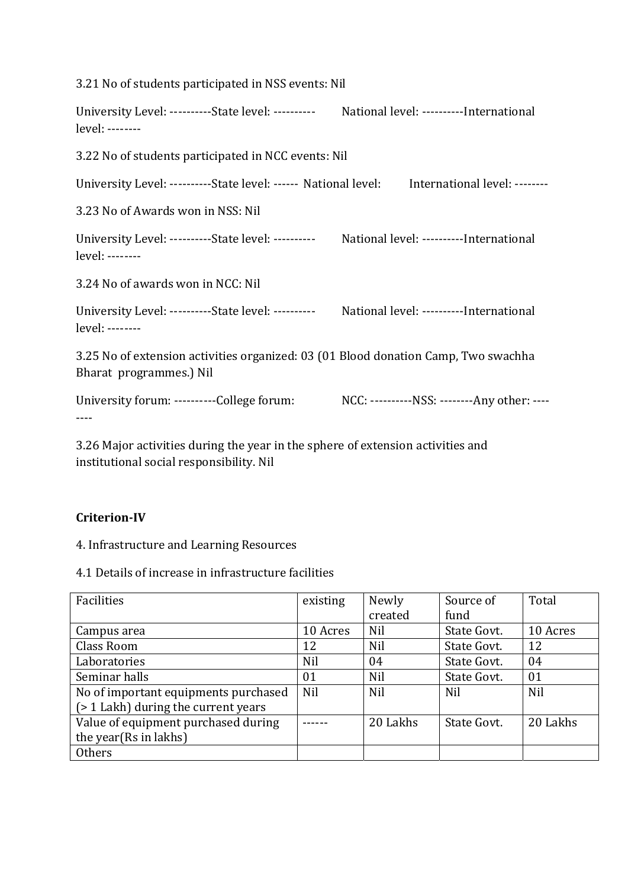3.21 No of students participated in NSS events: Nil

University Level: ----------State level: ---------- National level: ----------International level: --------

3.22 No of students participated in NCC events: Nil

University Level: ----------State level: ------ National level: International level: --------

3.23 No of Awards won in NSS: Nil

University Level: ----------State level: ---------- National level: ----------International level: --------

3.24 No of awards won in NCC: Nil

University Level: ----------State level: ---------- National level: ----------International level: --------

3.25 No of extension activities organized: 03 (01 Blood donation Camp, Two swachha Bharat programmes.) Nil

University forum: ----------College forum: NCC: ----------NSS: --------Any other: --------

3.26 Major activities during the year in the sphere of extension activities and institutional social responsibility. Nil

**Criterion-IV**

4. Infrastructure and Learning Resources

4.1 Details of increase in infrastructure facilities

| Facilities | existing | Newly created | Source of fund | Total |
|---|---|---|---|---|
| Campus area | 10 Acres | Nil | State Govt. | 10 Acres |
| Class Room | 12 | Nil | State Govt. | 12 |
| Laboratories | Nil | 04 | State Govt. | 04 |
| Seminar halls | 01 | Nil | State Govt. | 01 |
| No of important equipments purchased (> 1 Lakh) during the current years | Nil | Nil | Nil | Nil |
| Value of equipment purchased during the year(Rs in lakhs) | ------ | 20 Lakhs | State Govt. | 20 Lakhs |
| Others | | | | |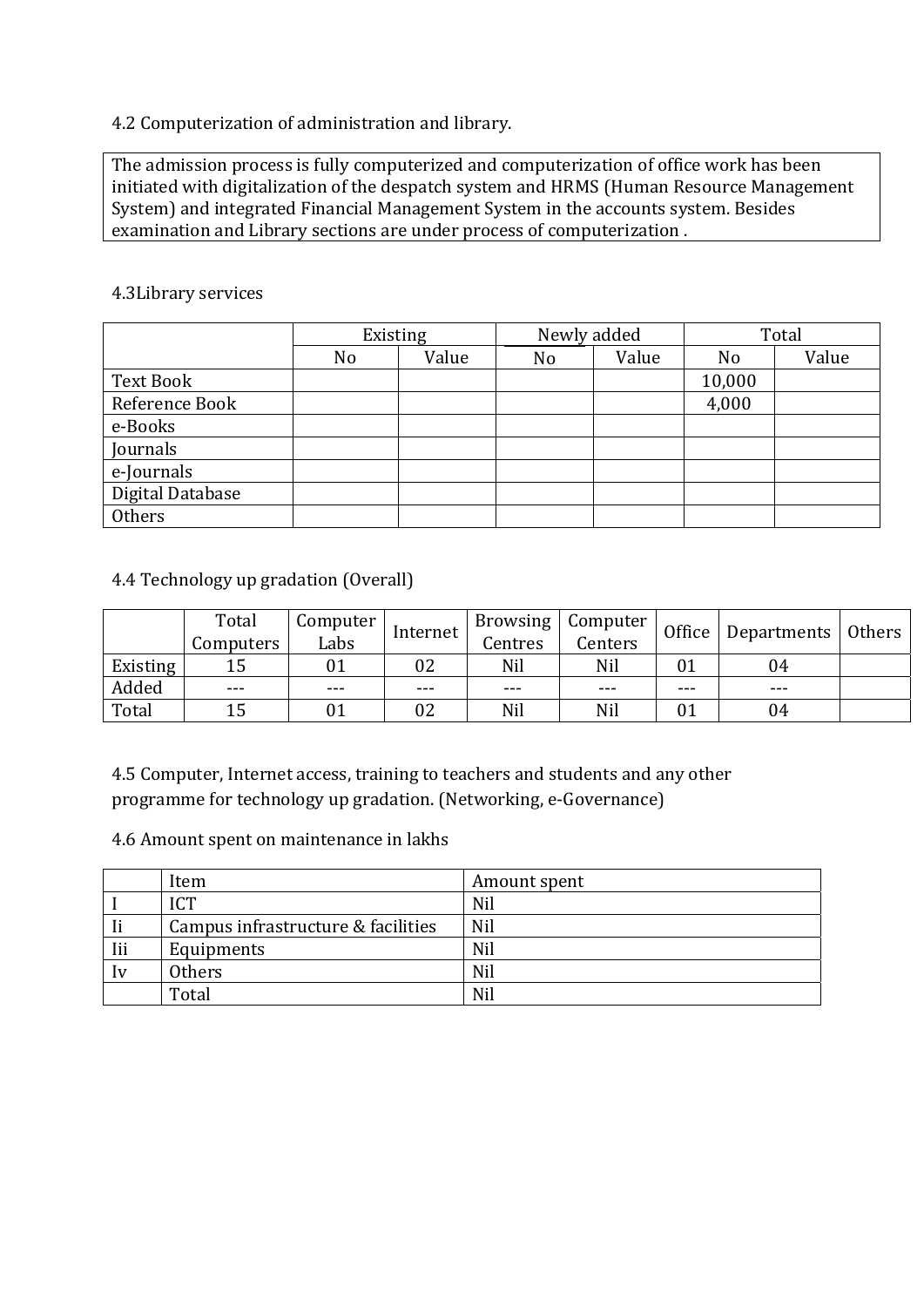4.2 Computerization of administration and library.

| The admission process is fully computerized and computerization of office work has been initiated with digitalization of the despatch system and HRMS (Human Resource Management System) and integrated Financial Management System in the accounts system. Besides examination and Library sections are under process of computerization . |
|---|

4.3Library services

| | Existing | | Newly added | | Total | |
|---|---|---|---|---|---|---|
| | No | Value | No | Value | No | Value |
| Text Book | | | | | 10,000 | |
| Reference Book | | | | | 4,000 | |
| e-Books | | | | | | |
| Journals | | | | | | |
| e-Journals | | | | | | |
| Digital Database | | | | | | |
| Others | | | | | | |

4.4 Technology up gradation (Overall)

| | Total Computers | Computer Labs | Internet | Browsing Centres | Computer Centers | Office | Departments | Others |
|---|---|---|---|---|---|---|---|---|
| Existing | 15 | 01 | 02 | Nil | Nil | 01 | 04 | |
| Added | --- | --- | --- | --- | --- | --- | --- | |
| Total | 15 | 01 | 02 | Nil | Nil | 01 | 04 | |

4.5 Computer, Internet access, training to teachers and students and any other programme for technology up gradation. (Networking, e-Governance)

4.6 Amount spent on maintenance in lakhs

| | Item | Amount spent |
|---|---|---|
| I | ICT | Nil |
| Ii | Campus infrastructure & facilities | Nil |
| Iii | Equipments | Nil |
| Iv | Others | Nil |
| | Total | Nil |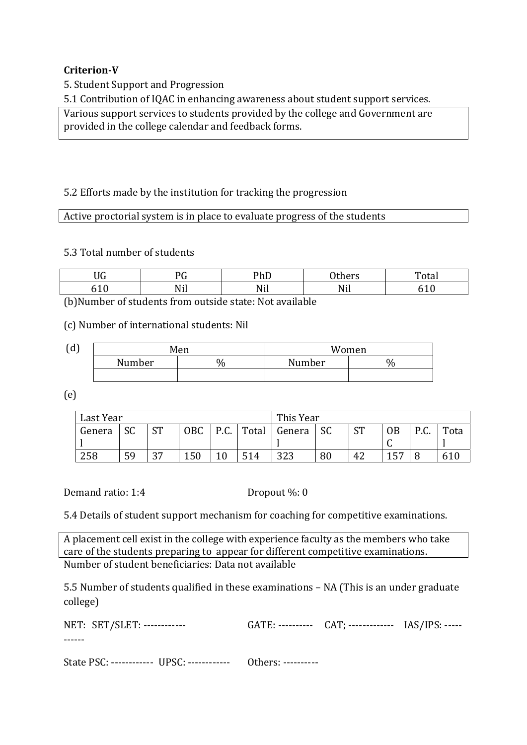**Criterion-V**

5. Student Support and Progression

5.1 Contribution of IQAC in enhancing awareness about student support services.

Various support services to students provided by the college and Government are provided in the college calendar and feedback forms.

5.2 Efforts made by the institution for tracking the progression

Active proctorial system is in place to evaluate progress of the students

5.3 Total number of students

| UG | PG | PhD | Others | Total |
|---|---|---|---|---|
| 610 | Nil | Nil | Nil | 610 |

(b)Number of students from outside state: Not available

(c) Number of international students: Nil

(d)

| Men | | Women | |
|---|---|---|---|
| Number | % | Number | % |
| | | | |

(e)

| Last Year | | | | | | This Year | | | | | |
|---|---|---|---|---|---|---|---|---|---|---|---|
| General | SC | ST | OBC | P.C. | Total | General | SC | ST | OBC | P.C. | Total |
| 258 | 59 | 37 | 150 | 10 | 514 | 323 | 80 | 42 | 157 | 8 | 610 |

Demand ratio: 1:4 Dropout %: 0

5.4 Details of student support mechanism for coaching for competitive examinations.

A placement cell exist in the college with experience faculty as the members who take care of the students preparing to appear for different competitive examinations.

Number of student beneficiaries: Data not available

5.5 Number of students qualified in these examinations – NA (This is an under graduate college)

NET: SET/SLET: ------------ GATE: ---------- CAT; ------------- IAS/IPS: -----------

State PSC: ------------ UPSC: ------------ Others: ----------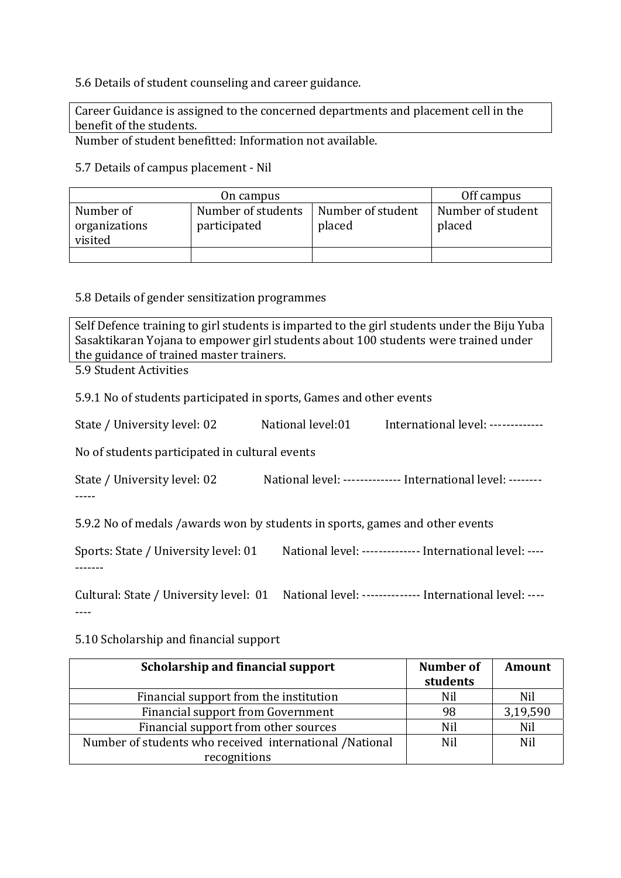5.6 Details of student counseling and career guidance.

| Career Guidance is assigned to the concerned departments and placement cell in the benefit of the students. |
| --- |

Number of student benefitted: Information not available.

5.7 Details of campus placement - Nil

| On campus | | | Off campus |
| --- | --- | --- | --- |
| Number of organizations visited | Number of students participated | Number of student placed | Number of student placed |
| | | | |

5.8 Details of gender sensitization programmes

| Self Defence training to girl students is imparted to the girl students under the Biju Yuba Sasaktikaran Yojana to empower girl students about 100 students were trained under the guidance of trained master trainers. |
| --- |

5.9 Student Activities

5.9.1 No of students participated in sports, Games and other events

State / University level: 02 National level:01 International level: -------------

No of students participated in cultural events

State / University level: 02 National level: -------------- International level: -------------

5.9.2 No of medals /awards won by students in sports, games and other events

Sports: State / University level: 01 National level: -------------- International level: -----------

Cultural: State / University level: 01 National level: -------------- International level: --------

5.10 Scholarship and financial support

| Scholarship and financial support | Number of students | Amount |
| --- | --- | --- |
| Financial support from the institution | Nil | Nil |
| Financial support from Government | 98 | 3,19,590 |
| Financial support from other sources | Nil | Nil |
| Number of students who received international /National recognitions | Nil | Nil |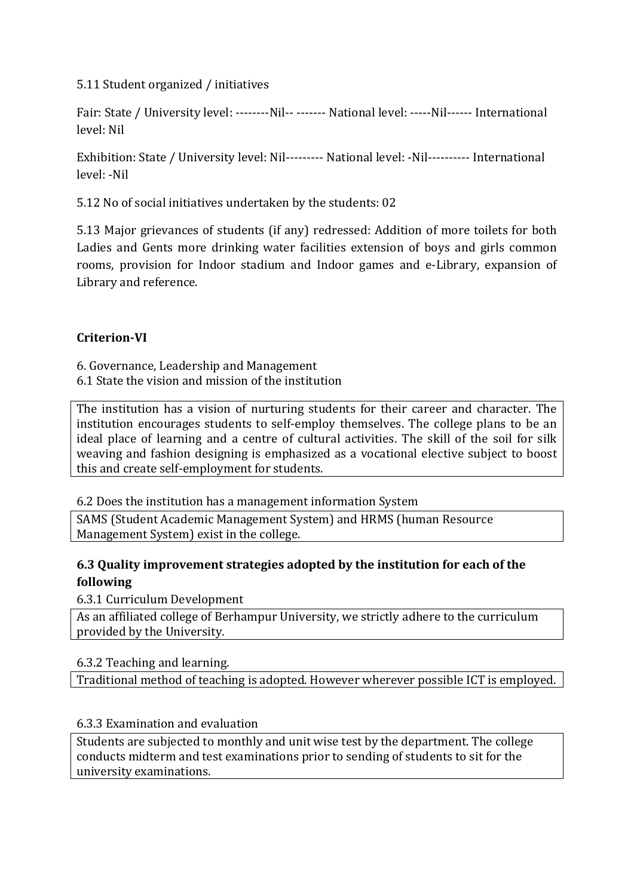5.11 Student organized / initiatives

Fair: State / University level: --------Nil-- ------- National level: -----Nil------ International level: Nil

Exhibition: State / University level: Nil--------- National level: -Nil---------- International level: -Nil

5.12 No of social initiatives undertaken by the students: 02

5.13 Major grievances of students (if any) redressed: Addition of more toilets for both Ladies and Gents more drinking water facilities extension of boys and girls common rooms, provision for Indoor stadium and Indoor games and e-Library, expansion of Library and reference.

**Criterion-VI**

6. Governance, Leadership and Management

6.1 State the vision and mission of the institution

| The institution has a vision of nurturing students for their career and character. The institution encourages students to self-employ themselves. The college plans to be an ideal place of learning and a centre of cultural activities. The skill of the soil for silk weaving and fashion designing is emphasized as a vocational elective subject to boost this and create self-employment for students. |
|---|

6.2 Does the institution has a management information System

| SAMS (Student Academic Management System) and HRMS (human Resource Management System) exist in the college. |
|---|

### 6.3 Quality improvement strategies adopted by the institution for each of the following

6.3.1 Curriculum Development

| As an affiliated college of Berhampur University, we strictly adhere to the curriculum provided by the University. |
|---|

6.3.2 Teaching and learning.

| Traditional method of teaching is adopted. However wherever possible ICT is employed. |
|---|

6.3.3 Examination and evaluation

| Students are subjected to monthly and unit wise test by the department. The college conducts midterm and test examinations prior to sending of students to sit for the university examinations. |
|---|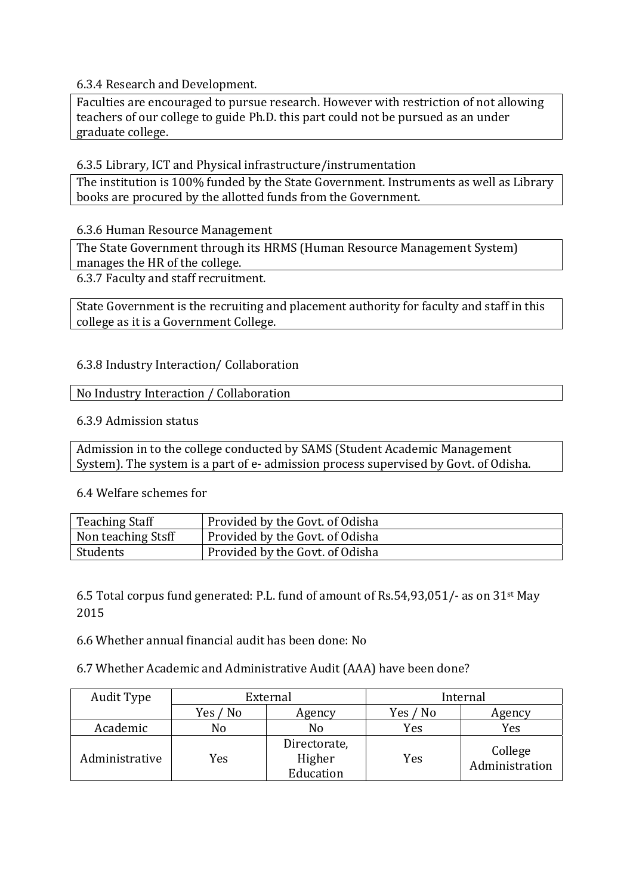6.3.4 Research and Development.

Faculties are encouraged to pursue research. However with restriction of not allowing teachers of our college to guide Ph.D. this part could not be pursued as an under graduate college.

6.3.5 Library, ICT and Physical infrastructure/instrumentation

The institution is 100% funded by the State Government. Instruments as well as Library books are procured by the allotted funds from the Government.

6.3.6 Human Resource Management

The State Government through its HRMS (Human Resource Management System) manages the HR of the college.

6.3.7 Faculty and staff recruitment.

State Government is the recruiting and placement authority for faculty and staff in this college as it is a Government College.

6.3.8 Industry Interaction/ Collaboration

No Industry Interaction / Collaboration

6.3.9 Admission status

Admission in to the college conducted by SAMS (Student Academic Management System). The system is a part of e- admission process supervised by Govt. of Odisha.

6.4 Welfare schemes for

| | |
|---|---|
| Teaching Staff | Provided by the Govt. of Odisha |
| Non teaching Stsff | Provided by the Govt. of Odisha |
| Students | Provided by the Govt. of Odisha |

6.5 Total corpus fund generated: P.L. fund of amount of Rs.54,93,051/- as on 31st May 2015

6.6 Whether annual financial audit has been done: No

6.7 Whether Academic and Administrative Audit (AAA) have been done?

| Audit Type | External | | Internal | |
|---|---|---|---|---|
| | Yes / No | Agency | Yes / No | Agency |
| Academic | No | No | Yes | Yes |
| Administrative | Yes | Directorate, Higher Education | Yes | College Administration |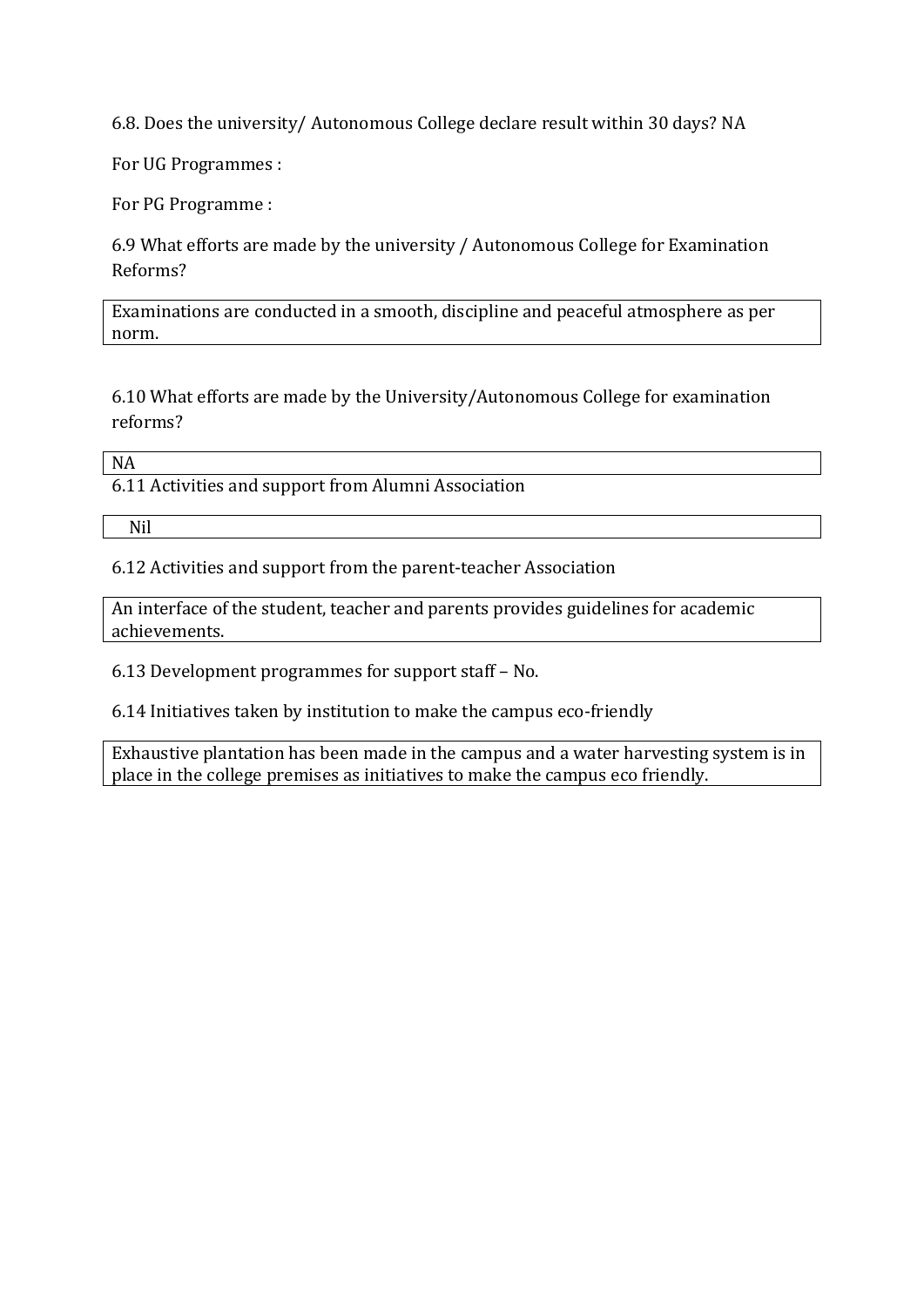6.8. Does the university/ Autonomous College declare result within 30 days? NA

For UG Programmes :

For PG Programme :

6.9 What efforts are made by the university / Autonomous College for Examination Reforms?

| Examinations are conducted in a smooth, discipline and peaceful atmosphere as per norm. |
|---|

6.10 What efforts are made by the University/Autonomous College for examination reforms?

| NA |
|---|

6.11 Activities and support from Alumni Association

| Nil |
|---|

6.12 Activities and support from the parent-teacher Association

| An interface of the student, teacher and parents provides guidelines for academic achievements. |
|---|

6.13 Development programmes for support staff – No.

6.14 Initiatives taken by institution to make the campus eco-friendly

| Exhaustive plantation has been made in the campus and a water harvesting system is in place in the college premises as initiatives to make the campus eco friendly. |
|---|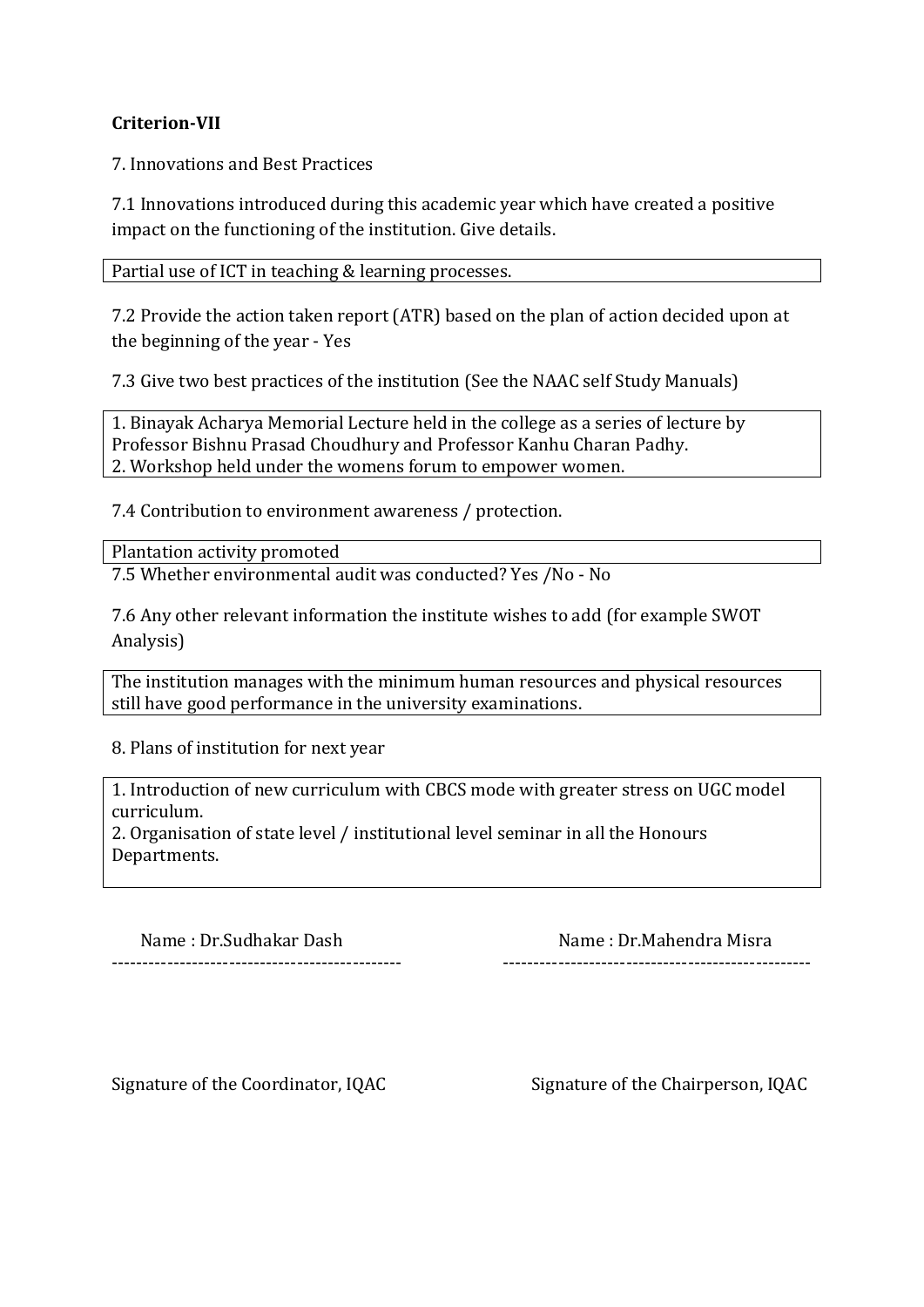**Criterion-VII**

7. Innovations and Best Practices

7.1 Innovations introduced during this academic year which have created a positive impact on the functioning of the institution. Give details.

| |
|---|
| Partial use of ICT in teaching & learning processes. |

7.2 Provide the action taken report (ATR) based on the plan of action decided upon at the beginning of the year - Yes

7.3 Give two best practices of the institution (See the NAAC self Study Manuals)

| |
|---|
| 1. Binayak Acharya Memorial Lecture held in the college as a series of lecture by Professor Bishnu Prasad Choudhury and Professor Kanhu Charan Padhy.<br>2. Workshop held under the womens forum to empower women. |

7.4 Contribution to environment awareness / protection.

| |
|---|
| Plantation activity promoted |

7.5 Whether environmental audit was conducted? Yes /No - No

7.6 Any other relevant information the institute wishes to add (for example SWOT Analysis)

| |
|---|
| The institution manages with the minimum human resources and physical resources still have good performance in the university examinations. |

8. Plans of institution for next year

| |
|---|
| 1. Introduction of new curriculum with CBCS mode with greater stress on UGC model curriculum.<br>2. Organisation of state level / institutional level seminar in all the Honours Departments. |

Name : Dr.Sudhakar Dash

-----------------------------------------------

Signature of the Coordinator, IQAC

Name : Dr.Mahendra Misra

--------------------------------------------------

Signature of the Chairperson, IQAC